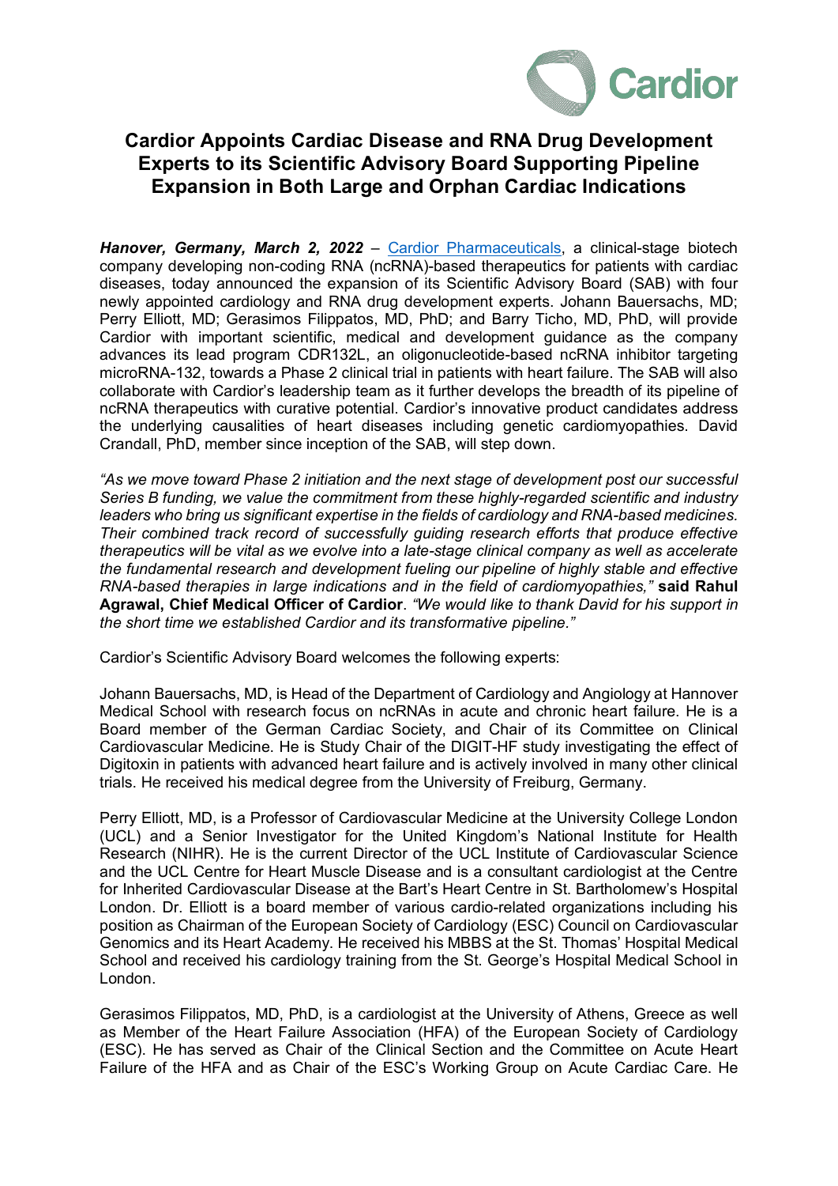# Cardior Appoints Cardiac Disease and RNA Drug Development Experts to its Scientific Advisory Board Supporting Pipeline Expansion in Both Large and Orphan Cardiac Indications

***Hanover, Germany, March 2, 2022*** – [Cardior Pharmaceuticals](), a clinical-stage biotech company developing non-coding RNA (ncRNA)-based therapeutics for patients with cardiac diseases, today announced the expansion of its Scientific Advisory Board (SAB) with four newly appointed cardiology and RNA drug development experts. Johann Bauersachs, MD; Perry Elliott, MD; Gerasimos Filippatos, MD, PhD; and Barry Ticho, MD, PhD, will provide Cardior with important scientific, medical and development guidance as the company advances its lead program CDR132L, an oligonucleotide-based ncRNA inhibitor targeting microRNA-132, towards a Phase 2 clinical trial in patients with heart failure. The SAB will also collaborate with Cardior's leadership team as it further develops the breadth of its pipeline of ncRNA therapeutics with curative potential. Cardior's innovative product candidates address the underlying causalities of heart diseases including genetic cardiomyopathies. David Crandall, PhD, member since inception of the SAB, will step down.

*"As we move toward Phase 2 initiation and the next stage of development post our successful Series B funding, we value the commitment from these highly-regarded scientific and industry leaders who bring us significant expertise in the fields of cardiology and RNA-based medicines. Their combined track record of successfully guiding research efforts that produce effective therapeutics will be vital as we evolve into a late-stage clinical company as well as accelerate the fundamental research and development fueling our pipeline of highly stable and effective RNA-based therapies in large indications and in the field of cardiomyopathies,"* **said Rahul Agrawal, Chief Medical Officer of Cardior**. *"We would like to thank David for his support in the short time we established Cardior and its transformative pipeline."*

Cardior's Scientific Advisory Board welcomes the following experts:

Johann Bauersachs, MD, is Head of the Department of Cardiology and Angiology at Hannover Medical School with research focus on ncRNAs in acute and chronic heart failure. He is a Board member of the German Cardiac Society, and Chair of its Committee on Clinical Cardiovascular Medicine. He is Study Chair of the DIGIT-HF study investigating the effect of Digitoxin in patients with advanced heart failure and is actively involved in many other clinical trials. He received his medical degree from the University of Freiburg, Germany.

Perry Elliott, MD, is a Professor of Cardiovascular Medicine at the University College London (UCL) and a Senior Investigator for the United Kingdom's National Institute for Health Research (NIHR). He is the current Director of the UCL Institute of Cardiovascular Science and the UCL Centre for Heart Muscle Disease and is a consultant cardiologist at the Centre for Inherited Cardiovascular Disease at the Bart's Heart Centre in St. Bartholomew's Hospital London. Dr. Elliott is a board member of various cardio-related organizations including his position as Chairman of the European Society of Cardiology (ESC) Council on Cardiovascular Genomics and its Heart Academy. He received his MBBS at the St. Thomas' Hospital Medical School and received his cardiology training from the St. George's Hospital Medical School in London.

Gerasimos Filippatos, MD, PhD, is a cardiologist at the University of Athens, Greece as well as Member of the Heart Failure Association (HFA) of the European Society of Cardiology (ESC). He has served as Chair of the Clinical Section and the Committee on Acute Heart Failure of the HFA and as Chair of the ESC's Working Group on Acute Cardiac Care. He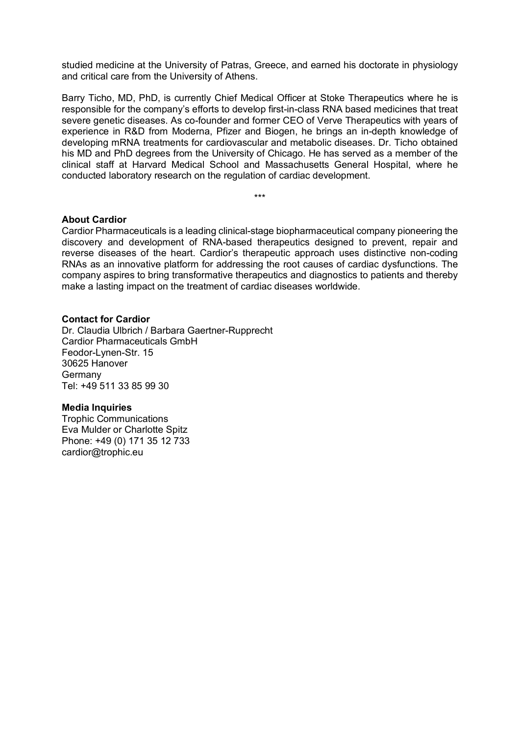studied medicine at the University of Patras, Greece, and earned his doctorate in physiology and critical care from the University of Athens.

Barry Ticho, MD, PhD, is currently Chief Medical Officer at Stoke Therapeutics where he is responsible for the company's efforts to develop first-in-class RNA based medicines that treat severe genetic diseases. As co-founder and former CEO of Verve Therapeutics with years of experience in R&D from Moderna, Pfizer and Biogen, he brings an in-depth knowledge of developing mRNA treatments for cardiovascular and metabolic diseases. Dr. Ticho obtained his MD and PhD degrees from the University of Chicago. He has served as a member of the clinical staff at Harvard Medical School and Massachusetts General Hospital, where he conducted laboratory research on the regulation of cardiac development.

***

**About Cardior**

Cardior Pharmaceuticals is a leading clinical-stage biopharmaceutical company pioneering the discovery and development of RNA-based therapeutics designed to prevent, repair and reverse diseases of the heart. Cardior's therapeutic approach uses distinctive non-coding RNAs as an innovative platform for addressing the root causes of cardiac dysfunctions. The company aspires to bring transformative therapeutics and diagnostics to patients and thereby make a lasting impact on the treatment of cardiac diseases worldwide.

**Contact for Cardior**

Dr. Claudia Ulbrich / Barbara Gaertner-Rupprecht
Cardior Pharmaceuticals GmbH
Feodor-Lynen-Str. 15
30625 Hanover
Germany
Tel: +49 511 33 85 99 30

**Media Inquiries**

Trophic Communications
Eva Mulder or Charlotte Spitz
Phone: +49 (0) 171 35 12 733
cardior@trophic.eu